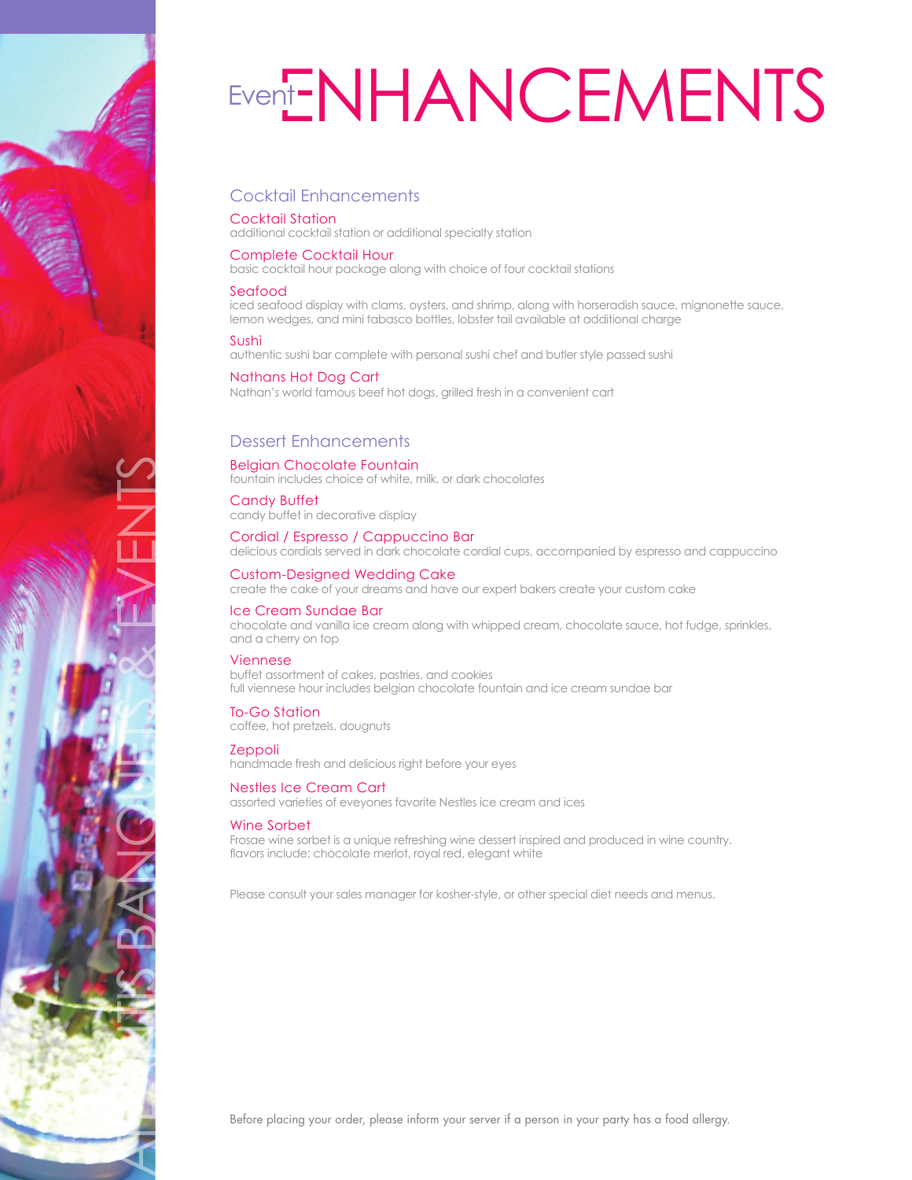# Event ENHANCEMENTS

## Cocktail Enhancements

### Cocktail Station
additional cocktail station or additional specialty station

### Complete Cocktail Hour
basic cocktail hour package along with choice of four cocktail stations

### Seafood
iced seafood display with clams, oysters, and shrimp, along with horseradish sauce, mignonette sauce, lemon wedges, and mini tabasco bottles, lobster tail available at additional charge

### Sushi
authentic sushi bar complete with personal sushi chef and butler style passed sushi

### Nathans Hot Dog Cart
Nathan's world famous beef hot dogs, grilled fresh in a convenient cart

## Dessert Enhancements

### Belgian Chocolate Fountain
fountain includes choice of white, milk, or dark chocolates

### Candy Buffet
candy buffet in decorative display

### Cordial / Espresso / Cappuccino Bar
delicious cordials served in dark chocolate cordial cups, accompanied by espresso and cappuccino

### Custom-Designed Wedding Cake
create the cake of your dreams and have our expert bakers create your custom cake

### Ice Cream Sundae Bar
chocolate and vanilla ice cream along with whipped cream, chocolate sauce, hot fudge, sprinkles, and a cherry on top

### Viennese
buffet assortment of cakes, pastries, and cookies
full viennese hour includes belgian chocolate fountain and ice cream sundae bar

### To-Go Station
coffee, hot pretzels, dougnuts

### Zeppoli
handmade fresh and delicious right before your eyes

### Nestles Ice Cream Cart
assorted varieties of eveyones favorite Nestles ice cream and ices

### Wine Sorbet
Frosae wine sorbet is a unique refreshing wine dessert inspired and produced in wine country.
flavors include: chocolate merlot, royal red, elegant white

Please consult your sales manager for kosher-style, or other special diet needs and menus.

Before placing your order, please inform your server if a person in your party has a food allergy.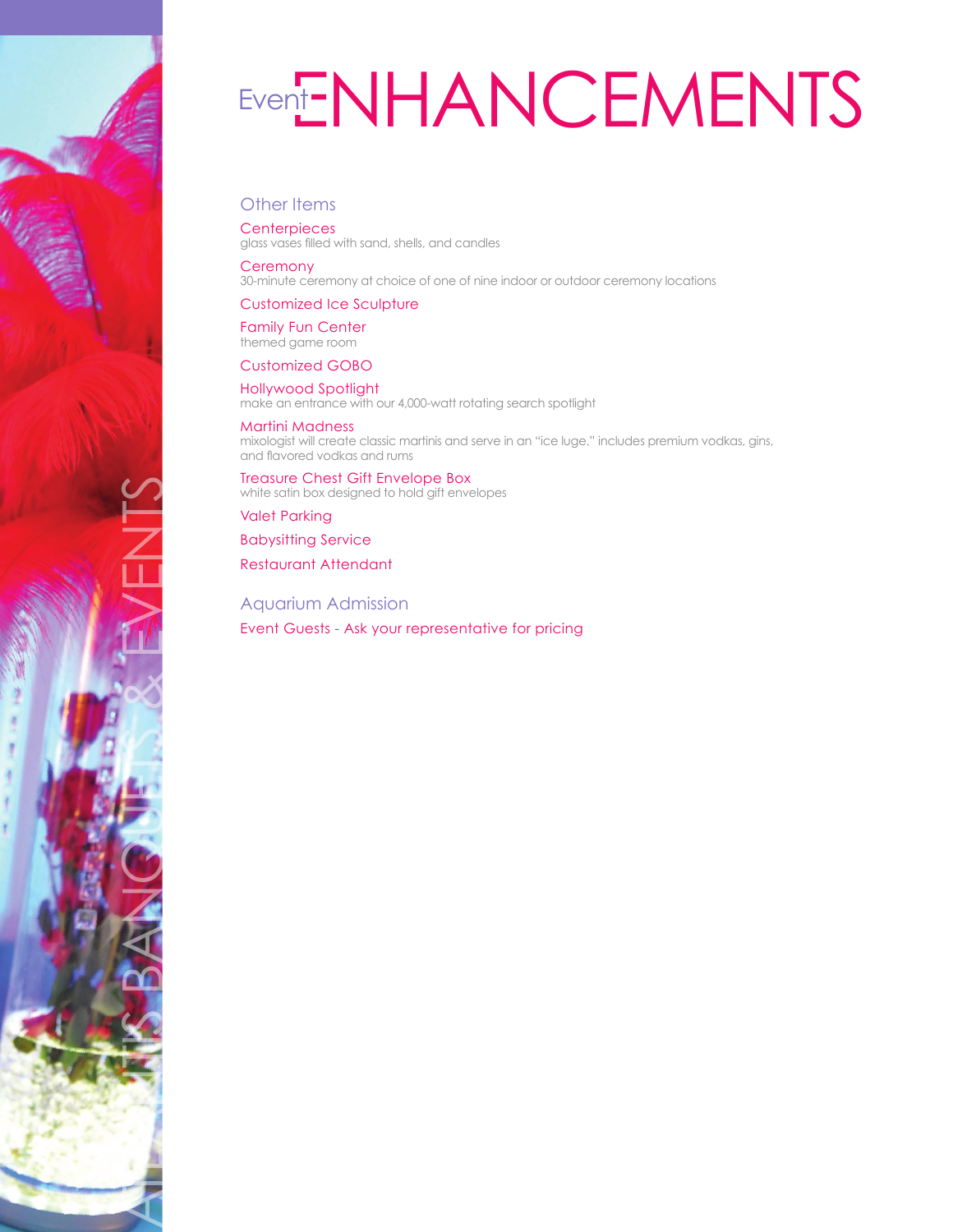# Event ENHANCEMENTS

## Other Items

**Centerpieces**
glass vases filled with sand, shells, and candles

**Ceremony**
30-minute ceremony at choice of one of nine indoor or outdoor ceremony locations

**Customized Ice Sculpture**

**Family Fun Center**
themed game room

**Customized GOBO**

**Hollywood Spotlight**
make an entrance with our 4,000-watt rotating search spotlight

**Martini Madness**
mixologist will create classic martinis and serve in an "ice luge." includes premium vodkas, gins, and flavored vodkas and rums

**Treasure Chest Gift Envelope Box**
white satin box designed to hold gift envelopes

**Valet Parking**

**Babysitting Service**

**Restaurant Attendant**

## Aquarium Admission

**Event Guests - Ask your representative for pricing**

ATLANTIS BANQUETS & EVENTS